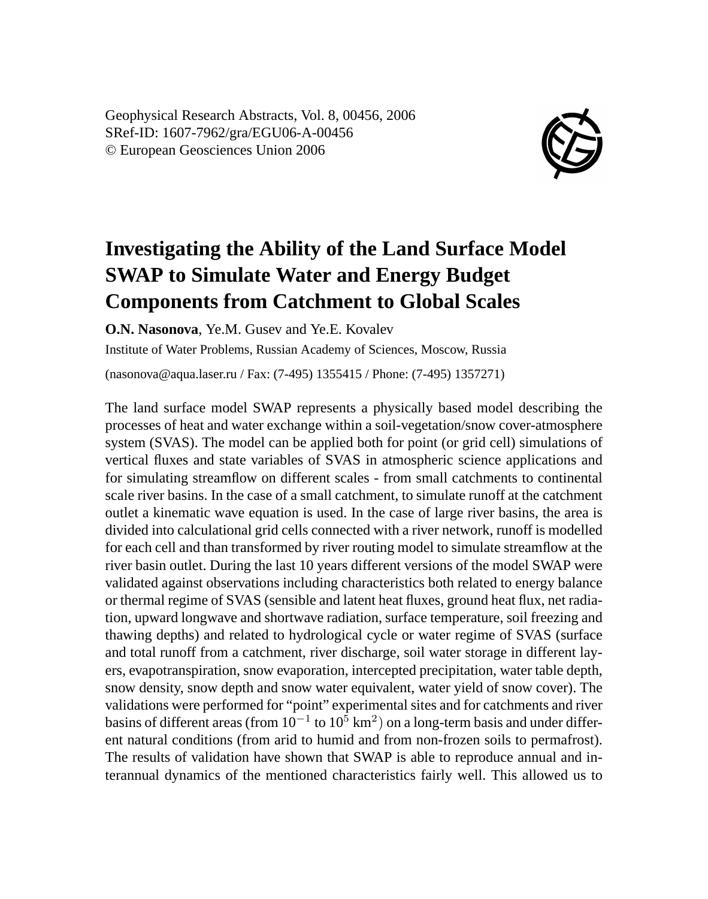Geophysical Research Abstracts, Vol. 8, 00456, 2006
SRef-ID: 1607-7962/gra/EGU06-A-00456
© European Geosciences Union 2006

# Investigating the Ability of the Land Surface Model SWAP to Simulate Water and Energy Budget Components from Catchment to Global Scales

**O.N. Nasonova**, Ye.M. Gusev and Ye.E. Kovalev

Institute of Water Problems, Russian Academy of Sciences, Moscow, Russia

(nasonova@aqua.laser.ru / Fax: (7-495) 1355415 / Phone: (7-495) 1357271)

The land surface model SWAP represents a physically based model describing the processes of heat and water exchange within a soil-vegetation/snow cover-atmosphere system (SVAS). The model can be applied both for point (or grid cell) simulations of vertical fluxes and state variables of SVAS in atmospheric science applications and for simulating streamflow on different scales - from small catchments to continental scale river basins. In the case of a small catchment, to simulate runoff at the catchment outlet a kinematic wave equation is used. In the case of large river basins, the area is divided into calculational grid cells connected with a river network, runoff is modelled for each cell and than transformed by river routing model to simulate streamflow at the river basin outlet. During the last 10 years different versions of the model SWAP were validated against observations including characteristics both related to energy balance or thermal regime of SVAS (sensible and latent heat fluxes, ground heat flux, net radiation, upward longwave and shortwave radiation, surface temperature, soil freezing and thawing depths) and related to hydrological cycle or water regime of SVAS (surface and total runoff from a catchment, river discharge, soil water storage in different layers, evapotranspiration, snow evaporation, intercepted precipitation, water table depth, snow density, snow depth and snow water equivalent, water yield of snow cover). The validations were performed for "point" experimental sites and for catchments and river basins of different areas (from $10^{-1}$ to $10^{5}$ km$^{2}$) on a long-term basis and under different natural conditions (from arid to humid and from non-frozen soils to permafrost). The results of validation have shown that SWAP is able to reproduce annual and interannual dynamics of the mentioned characteristics fairly well. This allowed us to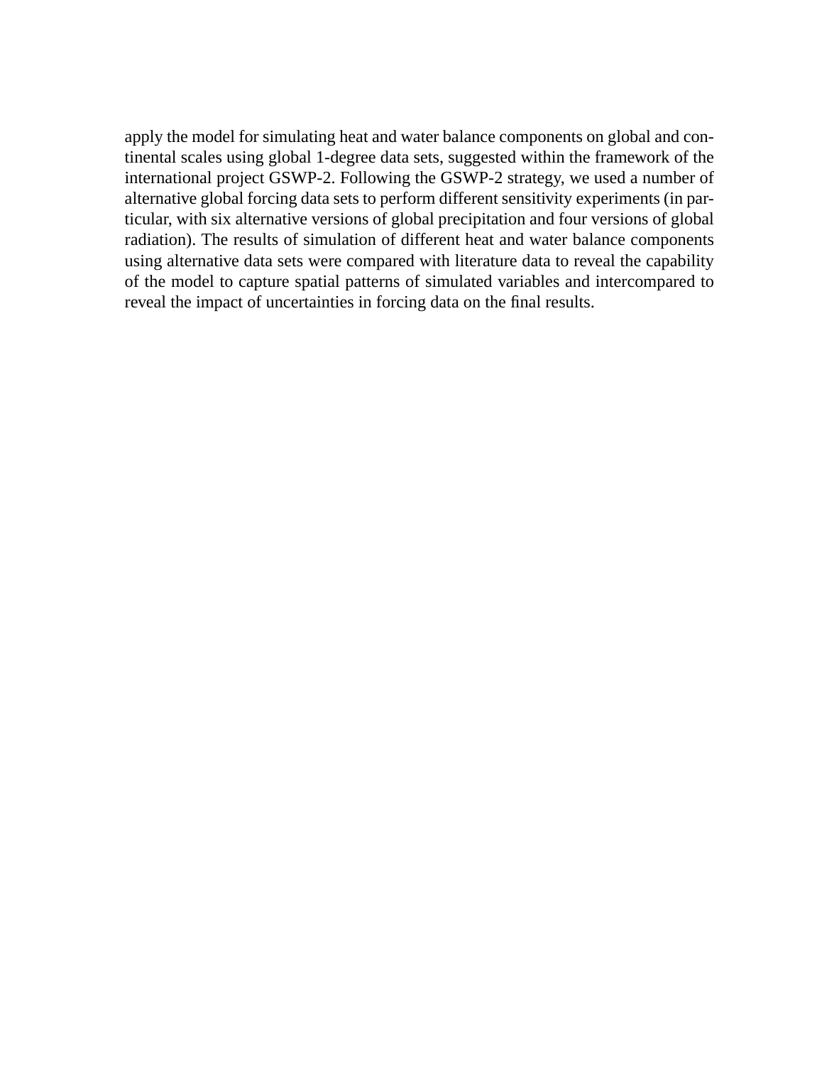apply the model for simulating heat and water balance components on global and continental scales using global 1-degree data sets, suggested within the framework of the international project GSWP-2. Following the GSWP-2 strategy, we used a number of alternative global forcing data sets to perform different sensitivity experiments (in particular, with six alternative versions of global precipitation and four versions of global radiation). The results of simulation of different heat and water balance components using alternative data sets were compared with literature data to reveal the capability of the model to capture spatial patterns of simulated variables and intercompared to reveal the impact of uncertainties in forcing data on the final results.